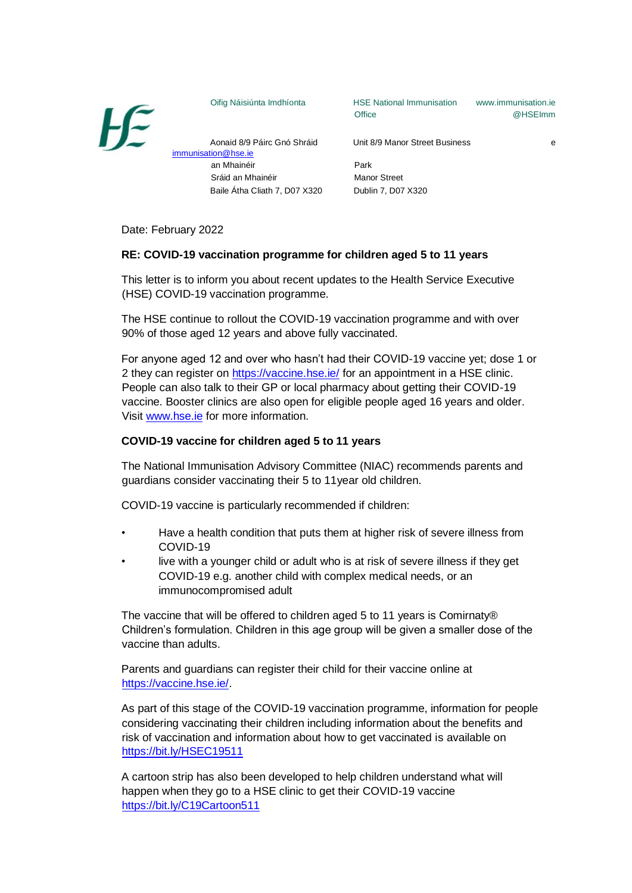Oifig Náisiúnta Imdhíonta

Aonaid 8/9 Páirc Gnó Shráid an Mhainéir
Sráid an Mhainéir
Baile Átha Cliath 7, D07 X320

HSE National Immunisation Office

Unit 8/9 Manor Street Business Park
Manor Street
Dublin 7, D07 X320

www.immunisation.ie
@HSEImm
e
immunisation@hse.ie

Date: February 2022

**RE: COVID-19 vaccination programme for children aged 5 to 11 years**

This letter is to inform you about recent updates to the Health Service Executive (HSE) COVID-19 vaccination programme.

The HSE continue to rollout the COVID-19 vaccination programme and with over 90% of those aged 12 years and above fully vaccinated.

For anyone aged 12 and over who hasn't had their COVID-19 vaccine yet; dose 1 or 2 they can register on https://vaccine.hse.ie/ for an appointment in a HSE clinic. People can also talk to their GP or local pharmacy about getting their COVID-19 vaccine. Booster clinics are also open for eligible people aged 16 years and older. Visit www.hse.ie for more information.

**COVID-19 vaccine for children aged 5 to 11 years**

The National Immunisation Advisory Committee (NIAC) recommends parents and guardians consider vaccinating their 5 to 11year old children.

COVID-19 vaccine is particularly recommended if children:

- Have a health condition that puts them at higher risk of severe illness from COVID-19
- live with a younger child or adult who is at risk of severe illness if they get COVID-19 e.g. another child with complex medical needs, or an immunocompromised adult

The vaccine that will be offered to children aged 5 to 11 years is Comirnaty® Children's formulation. Children in this age group will be given a smaller dose of the vaccine than adults.

Parents and guardians can register their child for their vaccine online at https://vaccine.hse.ie/.

As part of this stage of the COVID-19 vaccination programme, information for people considering vaccinating their children including information about the benefits and risk of vaccination and information about how to get vaccinated is available on https://bit.ly/HSEC19511

A cartoon strip has also been developed to help children understand what will happen when they go to a HSE clinic to get their COVID-19 vaccine https://bit.ly/C19Cartoon511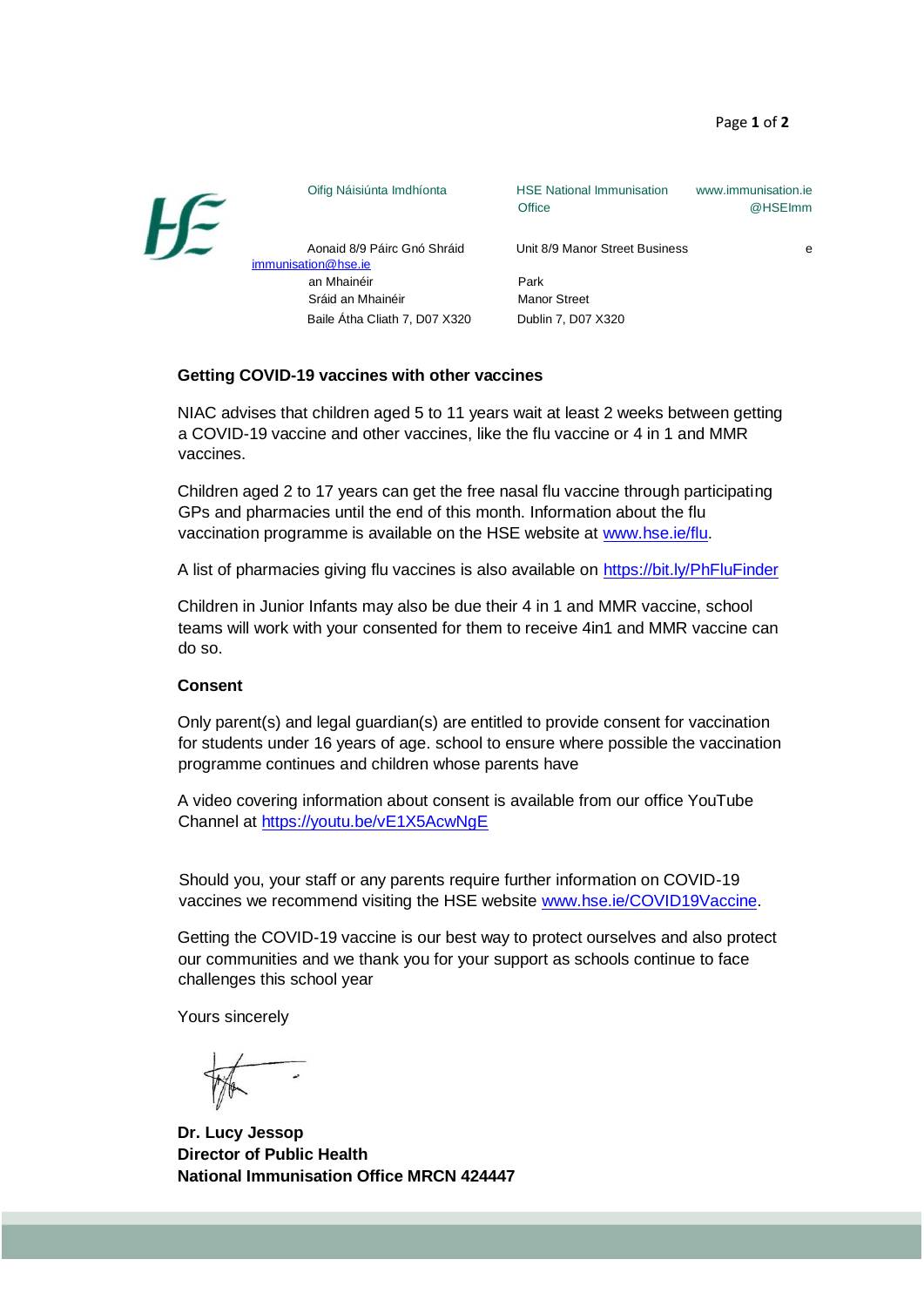Oifig Náisiúnta Imdhíonta

Aonaid 8/9 Páirc Gnó Shráid an Mhainéir
Sráid an Mhainéir
Baile Átha Cliath 7, D07 X320

HSE National Immunisation Office

Unit 8/9 Manor Street Business Park
Manor Street
Dublin 7, D07 X320

www.immunisation.ie
@HSEImm

e immunisation@hse.ie

**Getting COVID-19 vaccines with other vaccines**

NIAC advises that children aged 5 to 11 years wait at least 2 weeks between getting a COVID-19 vaccine and other vaccines, like the flu vaccine or 4 in 1 and MMR vaccines.

Children aged 2 to 17 years can get the free nasal flu vaccine through participating GPs and pharmacies until the end of this month. Information about the flu vaccination programme is available on the HSE website at www.hse.ie/flu.

A list of pharmacies giving flu vaccines is also available on https://bit.ly/PhFluFinder

Children in Junior Infants may also be due their 4 in 1 and MMR vaccine, school teams will work with your consented for them to receive 4in1 and MMR vaccine can do so.

**Consent**

Only parent(s) and legal guardian(s) are entitled to provide consent for vaccination for students under 16 years of age. school to ensure where possible the vaccination programme continues and children whose parents have

A video covering information about consent is available from our office YouTube Channel at https://youtu.be/vE1X5AcwNgE

Should you, your staff or any parents require further information on COVID-19 vaccines we recommend visiting the HSE website www.hse.ie/COVID19Vaccine.

Getting the COVID-19 vaccine is our best way to protect ourselves and also protect our communities and we thank you for your support as schools continue to face challenges this school year

Yours sincerely

**Dr. Lucy Jessop**
**Director of Public Health**
**National Immunisation Office MRCN 424447**